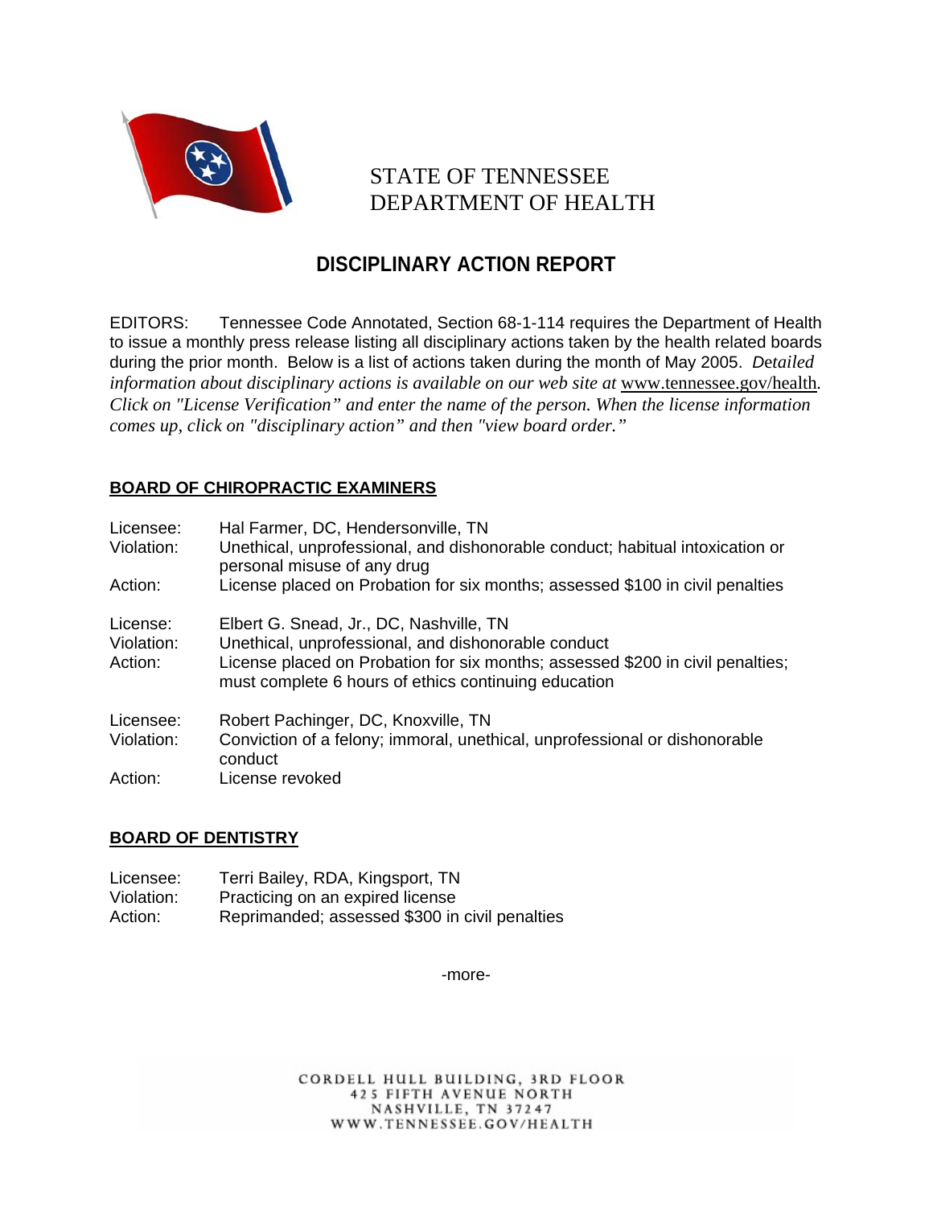# STATE OF TENNESSEE
# DEPARTMENT OF HEALTH

## DISCIPLINARY ACTION REPORT

EDITORS: Tennessee Code Annotated, Section 68-1-114 requires the Department of Health to issue a monthly press release listing all disciplinary actions taken by the health related boards during the prior month. Below is a list of actions taken during the month of May 2005. *Detailed information about disciplinary actions is available on our web site at* www.tennessee.gov/health*. Click on "License Verification" and enter the name of the person. When the license information comes up, click on "disciplinary action" and then "view board order."*

### BOARD OF CHIROPRACTIC EXAMINERS

Licensee: Hal Farmer, DC, Hendersonville, TN
Violation: Unethical, unprofessional, and dishonorable conduct; habitual intoxication or personal misuse of any drug
Action: License placed on Probation for six months; assessed $100 in civil penalties

License: Elbert G. Snead, Jr., DC, Nashville, TN
Violation: Unethical, unprofessional, and dishonorable conduct
Action: License placed on Probation for six months; assessed $200 in civil penalties; must complete 6 hours of ethics continuing education

Licensee: Robert Pachinger, DC, Knoxville, TN
Violation: Conviction of a felony; immoral, unethical, unprofessional or dishonorable conduct
Action: License revoked

### BOARD OF DENTISTRY

Licensee: Terri Bailey, RDA, Kingsport, TN
Violation: Practicing on an expired license
Action: Reprimanded; assessed $300 in civil penalties

-more-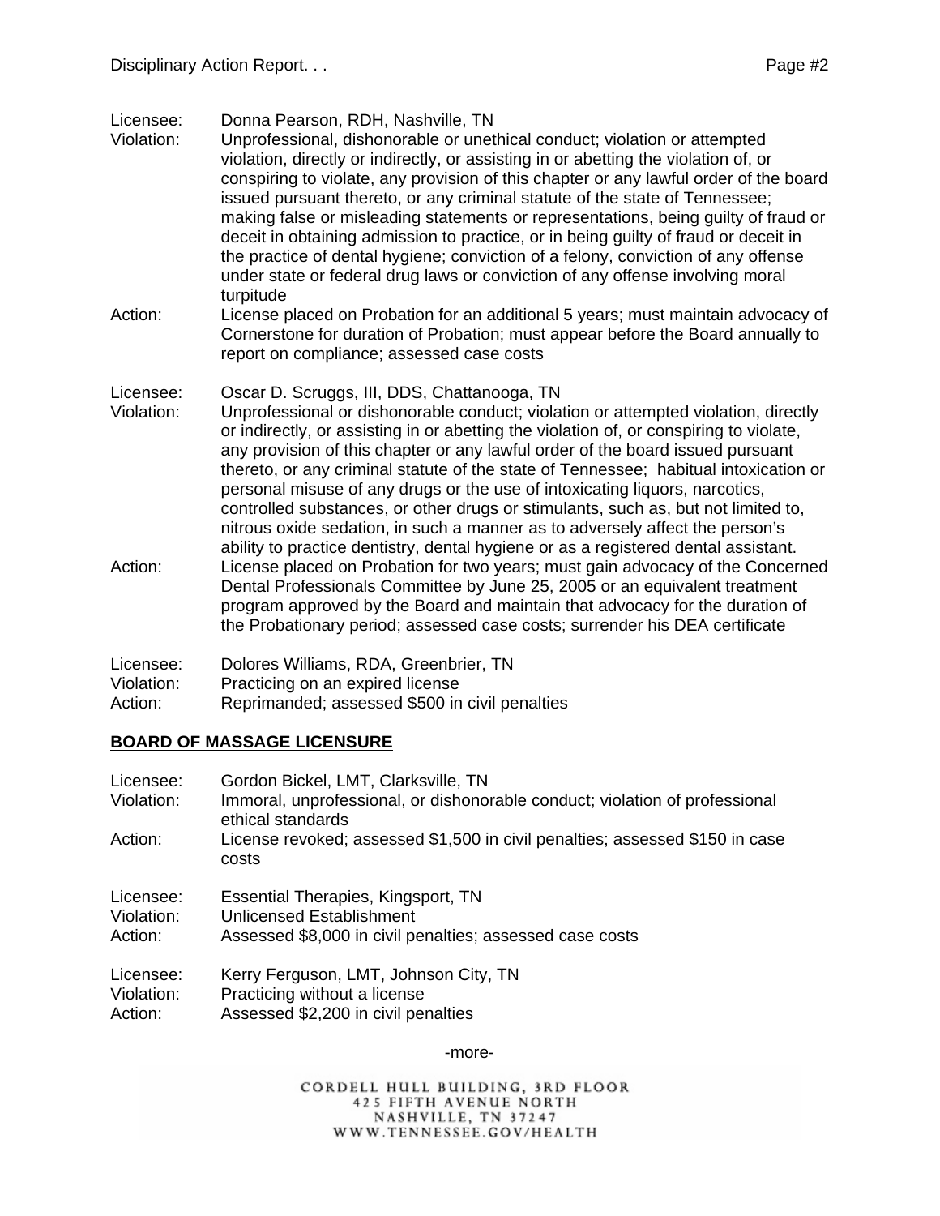Licensee: Donna Pearson, RDH, Nashville, TN
Violation: Unprofessional, dishonorable or unethical conduct; violation or attempted violation, directly or indirectly, or assisting in or abetting the violation of, or conspiring to violate, any provision of this chapter or any lawful order of the board issued pursuant thereto, or any criminal statute of the state of Tennessee; making false or misleading statements or representations, being guilty of fraud or deceit in obtaining admission to practice, or in being guilty of fraud or deceit in the practice of dental hygiene; conviction of a felony, conviction of any offense under state or federal drug laws or conviction of any offense involving moral turpitude
Action: License placed on Probation for an additional 5 years; must maintain advocacy of Cornerstone for duration of Probation; must appear before the Board annually to report on compliance; assessed case costs

Licensee: Oscar D. Scruggs, III, DDS, Chattanooga, TN
Violation: Unprofessional or dishonorable conduct; violation or attempted violation, directly or indirectly, or assisting in or abetting the violation of, or conspiring to violate, any provision of this chapter or any lawful order of the board issued pursuant thereto, or any criminal statute of the state of Tennessee; habitual intoxication or personal misuse of any drugs or the use of intoxicating liquors, narcotics, controlled substances, or other drugs or stimulants, such as, but not limited to, nitrous oxide sedation, in such a manner as to adversely affect the person's ability to practice dentistry, dental hygiene or as a registered dental assistant.
Action: License placed on Probation for two years; must gain advocacy of the Concerned Dental Professionals Committee by June 25, 2005 or an equivalent treatment program approved by the Board and maintain that advocacy for the duration of the Probationary period; assessed case costs; surrender his DEA certificate

Licensee: Dolores Williams, RDA, Greenbrier, TN
Violation: Practicing on an expired license
Action: Reprimanded; assessed $500 in civil penalties

## BOARD OF MASSAGE LICENSURE

Licensee: Gordon Bickel, LMT, Clarksville, TN
Violation: Immoral, unprofessional, or dishonorable conduct; violation of professional ethical standards
Action: License revoked; assessed $1,500 in civil penalties; assessed $150 in case costs

Licensee: Essential Therapies, Kingsport, TN
Violation: Unlicensed Establishment
Action: Assessed $8,000 in civil penalties; assessed case costs

Licensee: Kerry Ferguson, LMT, Johnson City, TN
Violation: Practicing without a license
Action: Assessed $2,200 in civil penalties

-more-

CORDELL HULL BUILDING, 3RD FLOOR
425 FIFTH AVENUE NORTH
NASHVILLE, TN 37247
WWW.TENNESSEE.GOV/HEALTH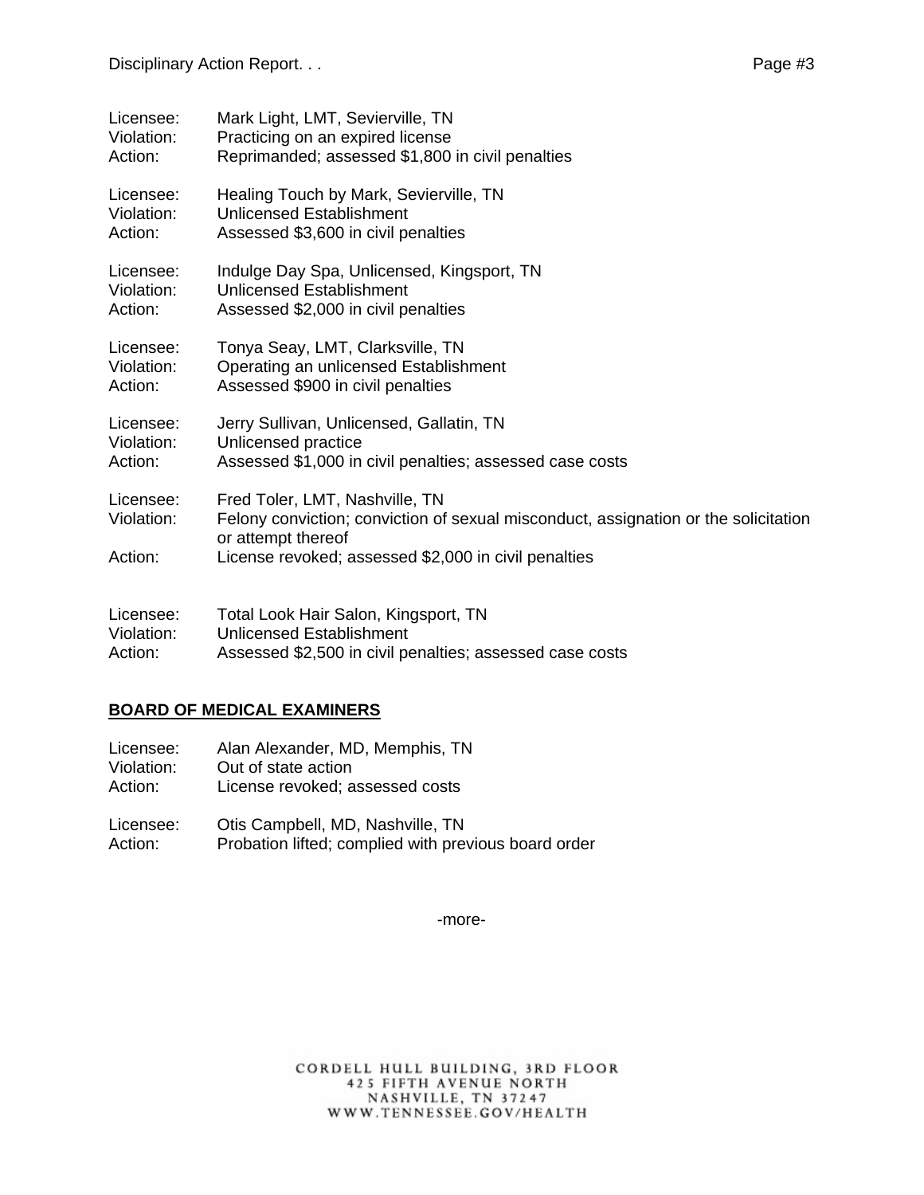Licensee: Mark Light, LMT, Sevierville, TN
Violation: Practicing on an expired license
Action: Reprimanded; assessed $1,800 in civil penalties

Licensee: Healing Touch by Mark, Sevierville, TN
Violation: Unlicensed Establishment
Action: Assessed $3,600 in civil penalties

Licensee: Indulge Day Spa, Unlicensed, Kingsport, TN
Violation: Unlicensed Establishment
Action: Assessed $2,000 in civil penalties

Licensee: Tonya Seay, LMT, Clarksville, TN
Violation: Operating an unlicensed Establishment
Action: Assessed $900 in civil penalties

Licensee: Jerry Sullivan, Unlicensed, Gallatin, TN
Violation: Unlicensed practice
Action: Assessed $1,000 in civil penalties; assessed case costs

Licensee: Fred Toler, LMT, Nashville, TN
Violation: Felony conviction; conviction of sexual misconduct, assignation or the solicitation or attempt thereof
Action: License revoked; assessed $2,000 in civil penalties

Licensee: Total Look Hair Salon, Kingsport, TN
Violation: Unlicensed Establishment
Action: Assessed $2,500 in civil penalties; assessed case costs

## BOARD OF MEDICAL EXAMINERS

Licensee: Alan Alexander, MD, Memphis, TN
Violation: Out of state action
Action: License revoked; assessed costs

Licensee: Otis Campbell, MD, Nashville, TN
Action: Probation lifted; complied with previous board order

-more-

CORDELL HULL BUILDING, 3RD FLOOR
425 FIFTH AVENUE NORTH
NASHVILLE, TN 37247
WWW.TENNESSEE.GOV/HEALTH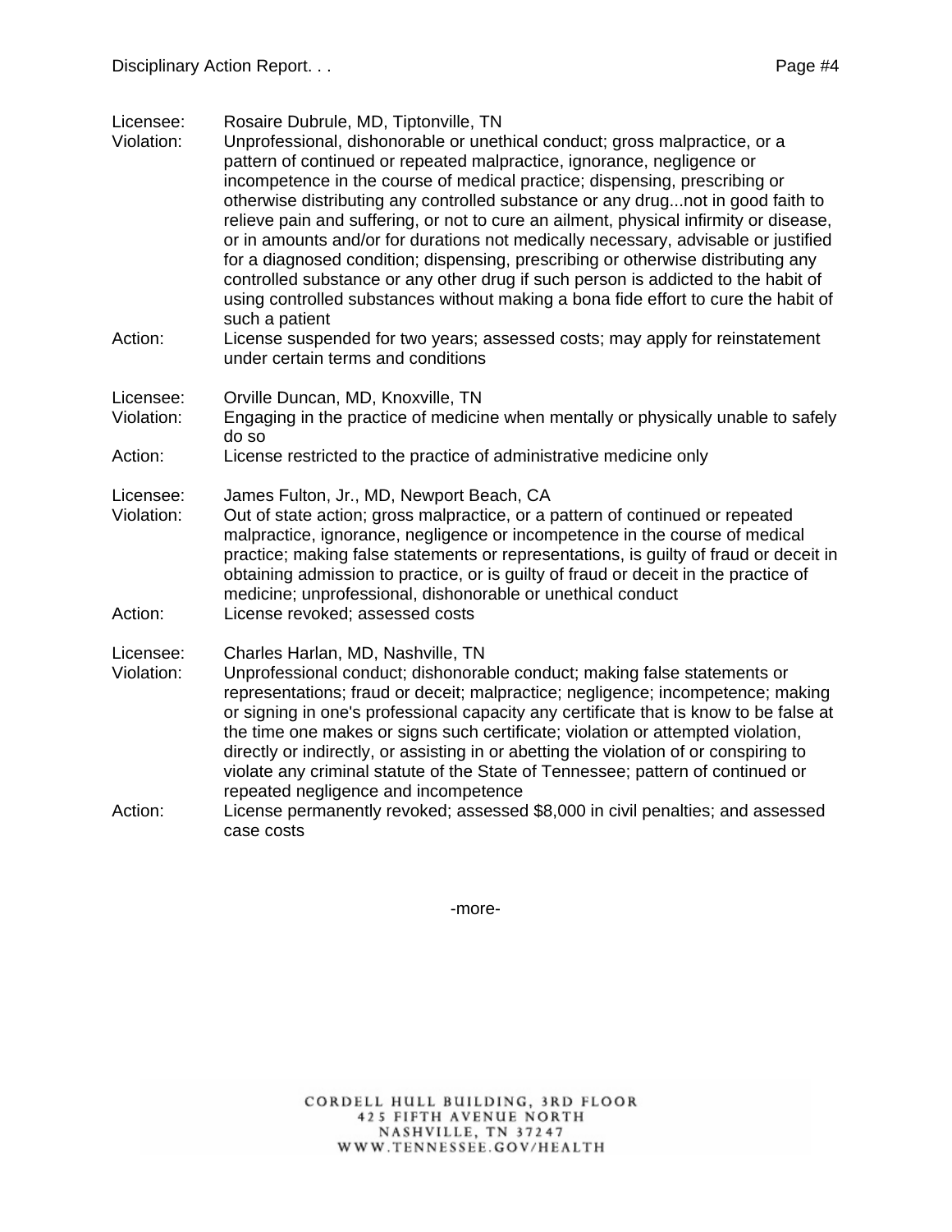Licensee: Rosaire Dubrule, MD, Tiptonville, TN
Violation: Unprofessional, dishonorable or unethical conduct; gross malpractice, or a pattern of continued or repeated malpractice, ignorance, negligence or incompetence in the course of medical practice; dispensing, prescribing or otherwise distributing any controlled substance or any drug...not in good faith to relieve pain and suffering, or not to cure an ailment, physical infirmity or disease, or in amounts and/or for durations not medically necessary, advisable or justified for a diagnosed condition; dispensing, prescribing or otherwise distributing any controlled substance or any other drug if such person is addicted to the habit of using controlled substances without making a bona fide effort to cure the habit of such a patient
Action: License suspended for two years; assessed costs; may apply for reinstatement under certain terms and conditions

Licensee: Orville Duncan, MD, Knoxville, TN
Violation: Engaging in the practice of medicine when mentally or physically unable to safely do so
Action: License restricted to the practice of administrative medicine only

Licensee: James Fulton, Jr., MD, Newport Beach, CA
Violation: Out of state action; gross malpractice, or a pattern of continued or repeated malpractice, ignorance, negligence or incompetence in the course of medical practice; making false statements or representations, is guilty of fraud or deceit in obtaining admission to practice, or is guilty of fraud or deceit in the practice of medicine; unprofessional, dishonorable or unethical conduct
Action: License revoked; assessed costs

Licensee: Charles Harlan, MD, Nashville, TN
Violation: Unprofessional conduct; dishonorable conduct; making false statements or representations; fraud or deceit; malpractice; negligence; incompetence; making or signing in one's professional capacity any certificate that is know to be false at the time one makes or signs such certificate; violation or attempted violation, directly or indirectly, or assisting in or abetting the violation of or conspiring to violate any criminal statute of the State of Tennessee; pattern of continued or repeated negligence and incompetence
Action: License permanently revoked; assessed $8,000 in civil penalties; and assessed case costs

-more-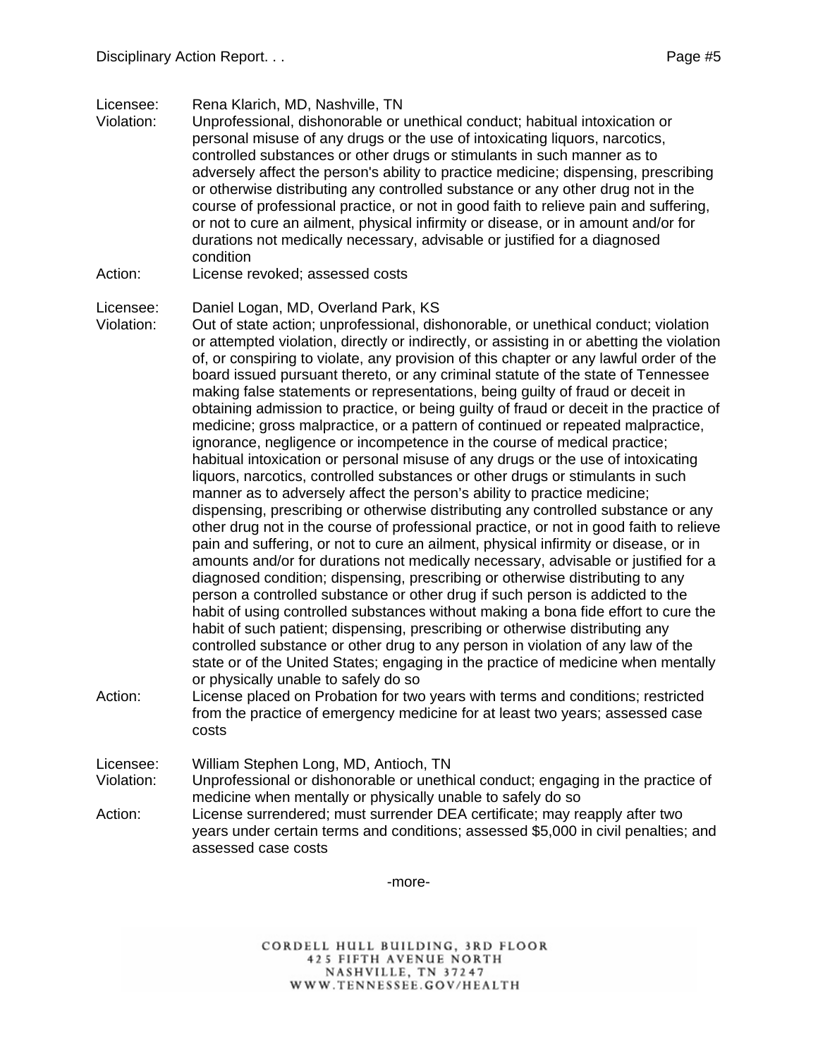Licensee: Rena Klarich, MD, Nashville, TN
Violation: Unprofessional, dishonorable or unethical conduct; habitual intoxication or personal misuse of any drugs or the use of intoxicating liquors, narcotics, controlled substances or other drugs or stimulants in such manner as to adversely affect the person's ability to practice medicine; dispensing, prescribing or otherwise distributing any controlled substance or any other drug not in the course of professional practice, or not in good faith to relieve pain and suffering, or not to cure an ailment, physical infirmity or disease, or in amount and/or for durations not medically necessary, advisable or justified for a diagnosed condition
Action: License revoked; assessed costs

Licensee: Daniel Logan, MD, Overland Park, KS
Violation: Out of state action; unprofessional, dishonorable, or unethical conduct; violation or attempted violation, directly or indirectly, or assisting in or abetting the violation of, or conspiring to violate, any provision of this chapter or any lawful order of the board issued pursuant thereto, or any criminal statute of the state of Tennessee making false statements or representations, being guilty of fraud or deceit in obtaining admission to practice, or being guilty of fraud or deceit in the practice of medicine; gross malpractice, or a pattern of continued or repeated malpractice, ignorance, negligence or incompetence in the course of medical practice; habitual intoxication or personal misuse of any drugs or the use of intoxicating liquors, narcotics, controlled substances or other drugs or stimulants in such manner as to adversely affect the person's ability to practice medicine; dispensing, prescribing or otherwise distributing any controlled substance or any other drug not in the course of professional practice, or not in good faith to relieve pain and suffering, or not to cure an ailment, physical infirmity or disease, or in amounts and/or for durations not medically necessary, advisable or justified for a diagnosed condition; dispensing, prescribing or otherwise distributing to any person a controlled substance or other drug if such person is addicted to the habit of using controlled substances without making a bona fide effort to cure the habit of such patient; dispensing, prescribing or otherwise distributing any controlled substance or other drug to any person in violation of any law of the state or of the United States; engaging in the practice of medicine when mentally or physically unable to safely do so
Action: License placed on Probation for two years with terms and conditions; restricted from the practice of emergency medicine for at least two years; assessed case costs

Licensee: William Stephen Long, MD, Antioch, TN
Violation: Unprofessional or dishonorable or unethical conduct; engaging in the practice of medicine when mentally or physically unable to safely do so
Action: License surrendered; must surrender DEA certificate; may reapply after two years under certain terms and conditions; assessed $5,000 in civil penalties; and assessed case costs

-more-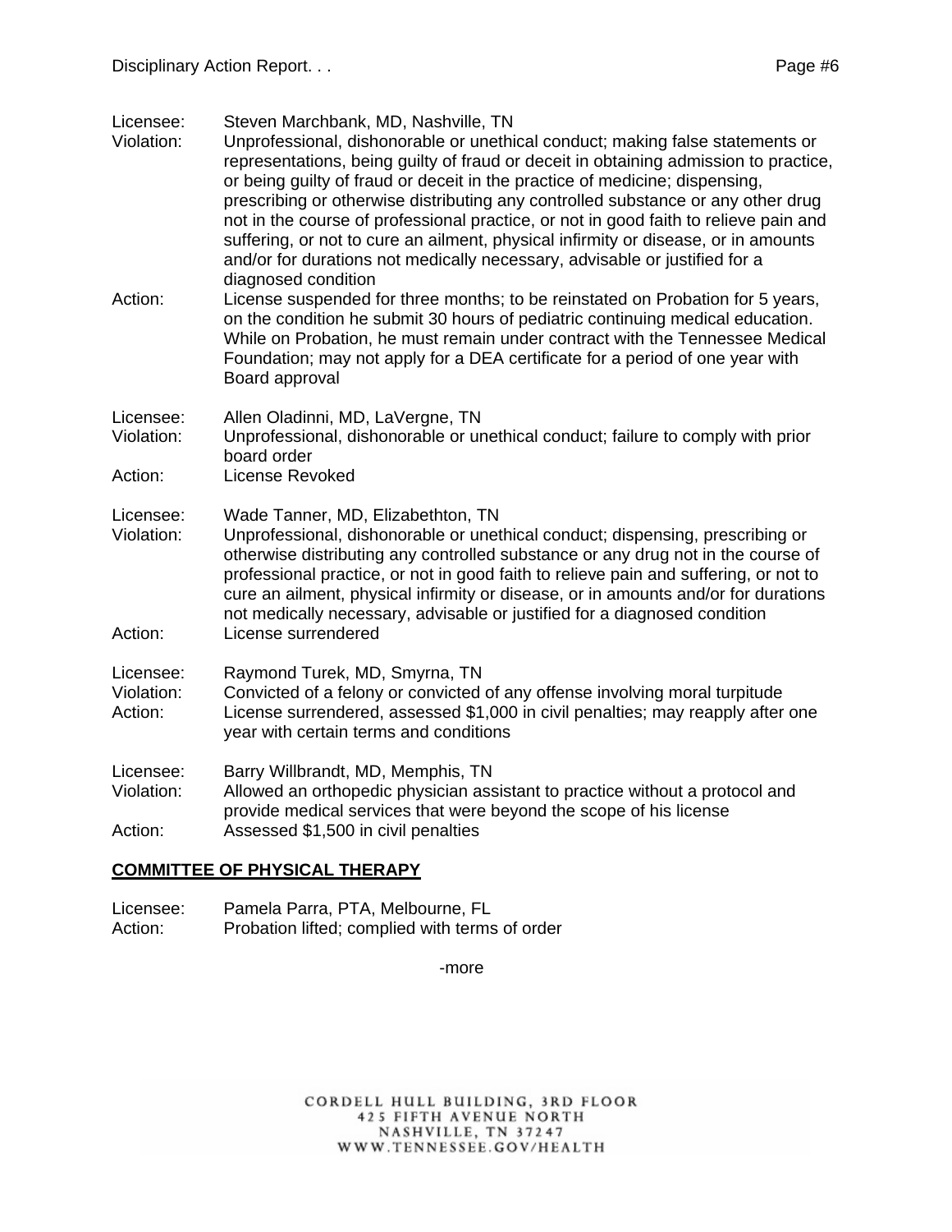Licensee: Steven Marchbank, MD, Nashville, TN
Violation: Unprofessional, dishonorable or unethical conduct; making false statements or representations, being guilty of fraud or deceit in obtaining admission to practice, or being guilty of fraud or deceit in the practice of medicine; dispensing, prescribing or otherwise distributing any controlled substance or any other drug not in the course of professional practice, or not in good faith to relieve pain and suffering, or not to cure an ailment, physical infirmity or disease, or in amounts and/or for durations not medically necessary, advisable or justified for a diagnosed condition
Action: License suspended for three months; to be reinstated on Probation for 5 years, on the condition he submit 30 hours of pediatric continuing medical education. While on Probation, he must remain under contract with the Tennessee Medical Foundation; may not apply for a DEA certificate for a period of one year with Board approval

Licensee: Allen Oladinni, MD, LaVergne, TN
Violation: Unprofessional, dishonorable or unethical conduct; failure to comply with prior board order
Action: License Revoked

Licensee: Wade Tanner, MD, Elizabethton, TN
Violation: Unprofessional, dishonorable or unethical conduct; dispensing, prescribing or otherwise distributing any controlled substance or any drug not in the course of professional practice, or not in good faith to relieve pain and suffering, or not to cure an ailment, physical infirmity or disease, or in amounts and/or for durations not medically necessary, advisable or justified for a diagnosed condition
Action: License surrendered

Licensee: Raymond Turek, MD, Smyrna, TN
Violation: Convicted of a felony or convicted of any offense involving moral turpitude
Action: License surrendered, assessed $1,000 in civil penalties; may reapply after one year with certain terms and conditions

Licensee: Barry Willbrandt, MD, Memphis, TN
Violation: Allowed an orthopedic physician assistant to practice without a protocol and provide medical services that were beyond the scope of his license
Action: Assessed $1,500 in civil penalties

**COMMITTEE OF PHYSICAL THERAPY**

Licensee: Pamela Parra, PTA, Melbourne, FL
Action: Probation lifted; complied with terms of order

-more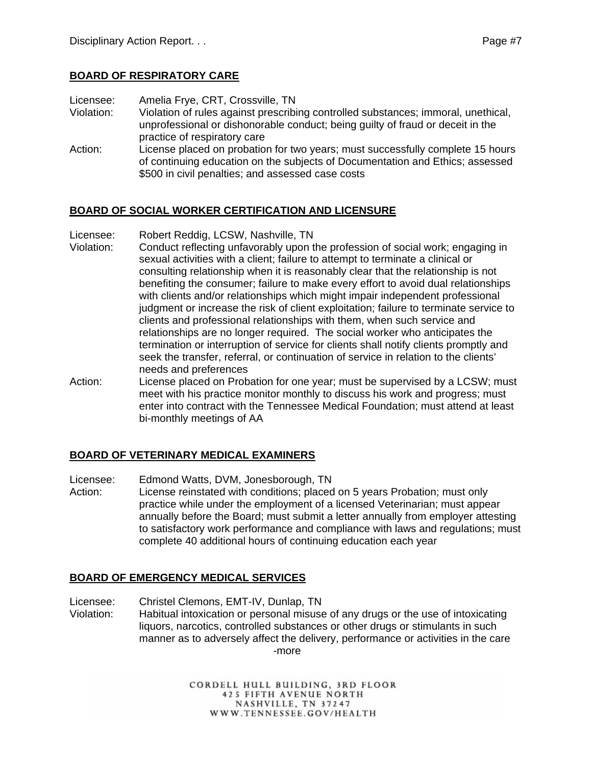## BOARD OF RESPIRATORY CARE

Licensee: Amelia Frye, CRT, Crossville, TN
Violation: Violation of rules against prescribing controlled substances; immoral, unethical, unprofessional or dishonorable conduct; being guilty of fraud or deceit in the practice of respiratory care
Action: License placed on probation for two years; must successfully complete 15 hours of continuing education on the subjects of Documentation and Ethics; assessed $500 in civil penalties; and assessed case costs

## BOARD OF SOCIAL WORKER CERTIFICATION AND LICENSURE

Licensee: Robert Reddig, LCSW, Nashville, TN
Violation: Conduct reflecting unfavorably upon the profession of social work; engaging in sexual activities with a client; failure to attempt to terminate a clinical or consulting relationship when it is reasonably clear that the relationship is not benefiting the consumer; failure to make every effort to avoid dual relationships with clients and/or relationships which might impair independent professional judgment or increase the risk of client exploitation; failure to terminate service to clients and professional relationships with them, when such service and relationships are no longer required. The social worker who anticipates the termination or interruption of service for clients shall notify clients promptly and seek the transfer, referral, or continuation of service in relation to the clients' needs and preferences
Action: License placed on Probation for one year; must be supervised by a LCSW; must meet with his practice monitor monthly to discuss his work and progress; must enter into contract with the Tennessee Medical Foundation; must attend at least bi-monthly meetings of AA

## BOARD OF VETERINARY MEDICAL EXAMINERS

Licensee: Edmond Watts, DVM, Jonesborough, TN
Action: License reinstated with conditions; placed on 5 years Probation; must only practice while under the employment of a licensed Veterinarian; must appear annually before the Board; must submit a letter annually from employer attesting to satisfactory work performance and compliance with laws and regulations; must complete 40 additional hours of continuing education each year

## BOARD OF EMERGENCY MEDICAL SERVICES

Licensee: Christel Clemons, EMT-IV, Dunlap, TN
Violation: Habitual intoxication or personal misuse of any drugs or the use of intoxicating liquors, narcotics, controlled substances or other drugs or stimulants in such manner as to adversely affect the delivery, performance or activities in the care

-more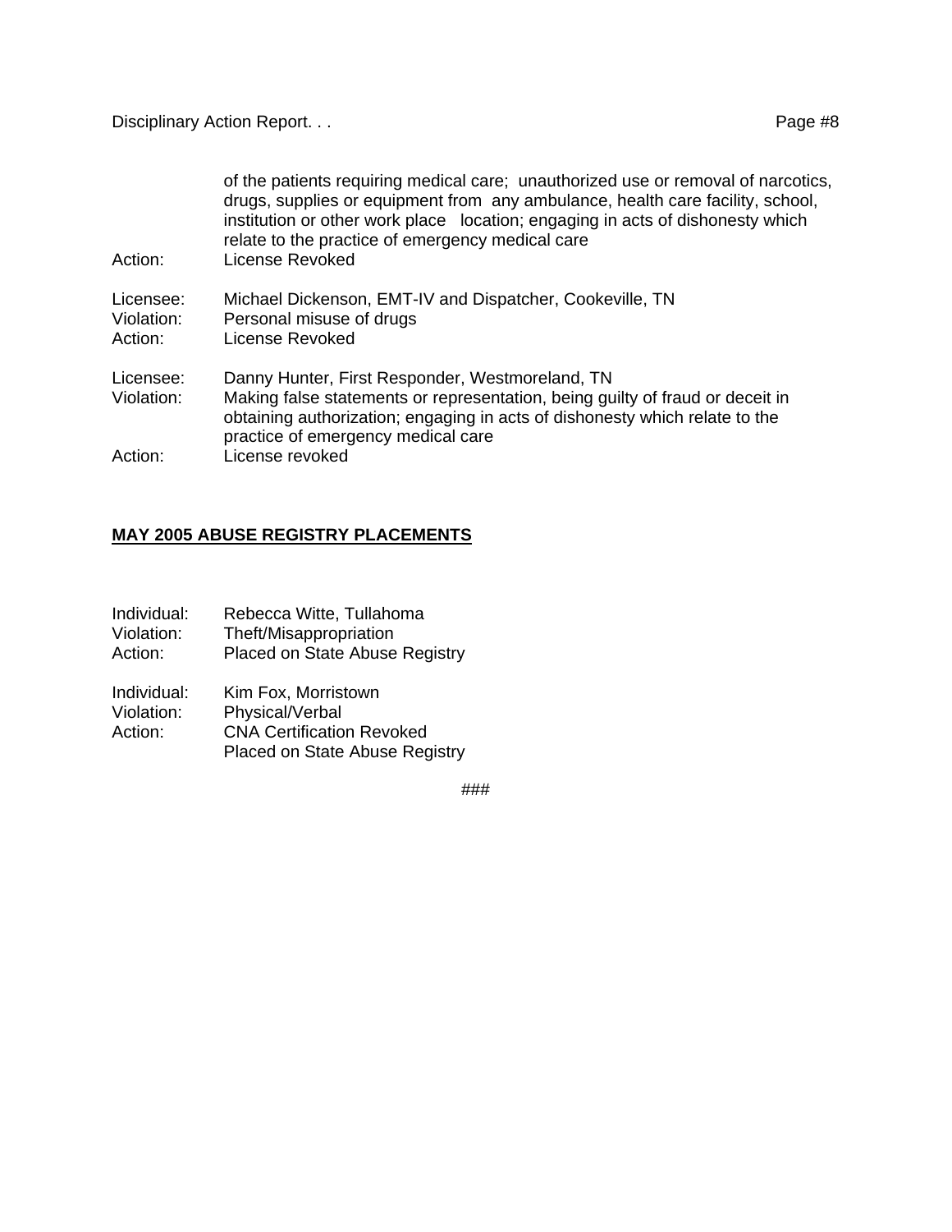of the patients requiring medical care; unauthorized use or removal of narcotics, drugs, supplies or equipment from any ambulance, health care facility, school, institution or other work place location; engaging in acts of dishonesty which relate to the practice of emergency medical care

Action: License Revoked

Licensee: Michael Dickenson, EMT-IV and Dispatcher, Cookeville, TN
Violation: Personal misuse of drugs
Action: License Revoked

Licensee: Danny Hunter, First Responder, Westmoreland, TN
Violation: Making false statements or representation, being guilty of fraud or deceit in obtaining authorization; engaging in acts of dishonesty which relate to the practice of emergency medical care
Action: License revoked

## MAY 2005 ABUSE REGISTRY PLACEMENTS

Individual: Rebecca Witte, Tullahoma
Violation: Theft/Misappropriation
Action: Placed on State Abuse Registry

Individual: Kim Fox, Morristown
Violation: Physical/Verbal
Action: CNA Certification Revoked
Placed on State Abuse Registry

###